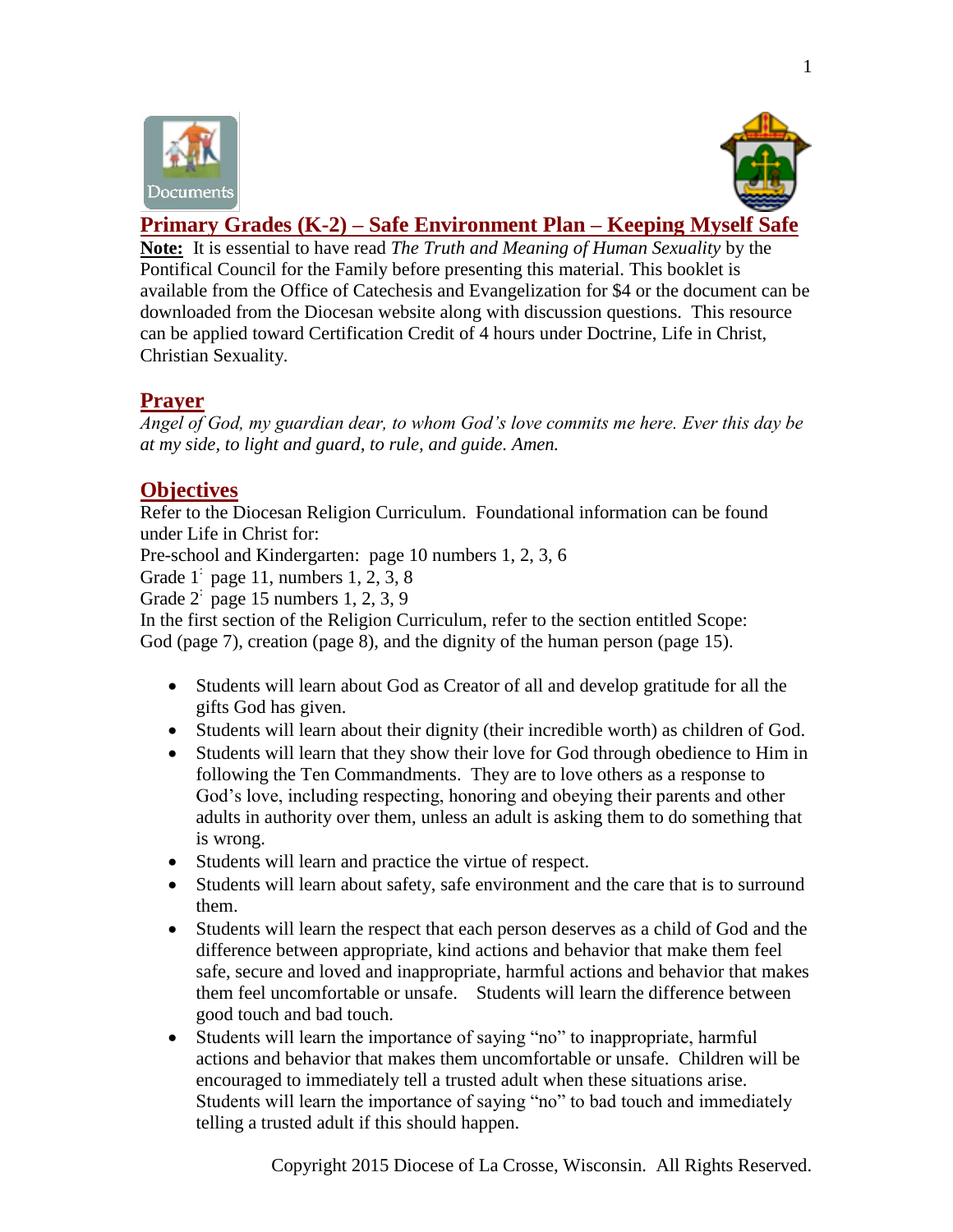# Primary Grades (K-2) – Safe Environment Plan – Keeping Myself Safe

**Note:** It is essential to have read *The Truth and Meaning of Human Sexuality* by the Pontifical Council for the Family before presenting this material. This booklet is available from the Office of Catechesis and Evangelization for $4 or the document can be downloaded from the Diocesan website along with discussion questions. This resource can be applied toward Certification Credit of 4 hours under Doctrine, Life in Christ, Christian Sexuality.

## Prayer

*Angel of God, my guardian dear, to whom God's love commits me here. Ever this day be at my side, to light and guard, to rule, and guide. Amen.*

## Objectives

Refer to the Diocesan Religion Curriculum. Foundational information can be found under Life in Christ for:
Pre-school and Kindergarten: page 10 numbers 1, 2, 3, 6
Grade 1: page 11, numbers 1, 2, 3, 8
Grade 2: page 15 numbers 1, 2, 3, 9
In the first section of the Religion Curriculum, refer to the section entitled Scope: God (page 7), creation (page 8), and the dignity of the human person (page 15).

- Students will learn about God as Creator of all and develop gratitude for all the gifts God has given.
- Students will learn about their dignity (their incredible worth) as children of God.
- Students will learn that they show their love for God through obedience to Him in following the Ten Commandments. They are to love others as a response to God's love, including respecting, honoring and obeying their parents and other adults in authority over them, unless an adult is asking them to do something that is wrong.
- Students will learn and practice the virtue of respect.
- Students will learn about safety, safe environment and the care that is to surround them.
- Students will learn the respect that each person deserves as a child of God and the difference between appropriate, kind actions and behavior that make them feel safe, secure and loved and inappropriate, harmful actions and behavior that makes them feel uncomfortable or unsafe. Students will learn the difference between good touch and bad touch.
- Students will learn the importance of saying "no" to inappropriate, harmful actions and behavior that makes them uncomfortable or unsafe. Children will be encouraged to immediately tell a trusted adult when these situations arise. Students will learn the importance of saying "no" to bad touch and immediately telling a trusted adult if this should happen.

Copyright 2015 Diocese of La Crosse, Wisconsin. All Rights Reserved.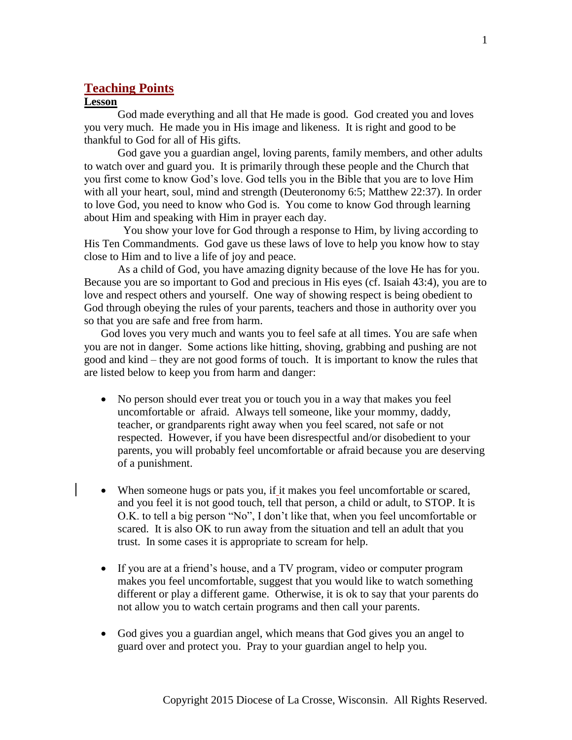## Teaching Points

### Lesson

God made everything and all that He made is good. God created you and loves you very much. He made you in His image and likeness. It is right and good to be thankful to God for all of His gifts.

God gave you a guardian angel, loving parents, family members, and other adults to watch over and guard you. It is primarily through these people and the Church that you first come to know God's love. God tells you in the Bible that you are to love Him with all your heart, soul, mind and strength (Deuteronomy 6:5; Matthew 22:37). In order to love God, you need to know who God is. You come to know God through learning about Him and speaking with Him in prayer each day.

You show your love for God through a response to Him, by living according to His Ten Commandments. God gave us these laws of love to help you know how to stay close to Him and to live a life of joy and peace.

As a child of God, you have amazing dignity because of the love He has for you. Because you are so important to God and precious in His eyes (cf. Isaiah 43:4), you are to love and respect others and yourself. One way of showing respect is being obedient to God through obeying the rules of your parents, teachers and those in authority over you so that you are safe and free from harm.

God loves you very much and wants you to feel safe at all times. You are safe when you are not in danger. Some actions like hitting, shoving, grabbing and pushing are not good and kind – they are not good forms of touch. It is important to know the rules that are listed below to keep you from harm and danger:

- No person should ever treat you or touch you in a way that makes you feel uncomfortable or afraid. Always tell someone, like your mommy, daddy, teacher, or grandparents right away when you feel scared, not safe or not respected. However, if you have been disrespectful and/or disobedient to your parents, you will probably feel uncomfortable or afraid because you are deserving of a punishment.

- When someone hugs or pats you, if it makes you feel uncomfortable or scared, and you feel it is not good touch, tell that person, a child or adult, to STOP. It is O.K. to tell a big person "No", I don't like that, when you feel uncomfortable or scared. It is also OK to run away from the situation and tell an adult that you trust. In some cases it is appropriate to scream for help.

- If you are at a friend's house, and a TV program, video or computer program makes you feel uncomfortable, suggest that you would like to watch something different or play a different game. Otherwise, it is ok to say that your parents do not allow you to watch certain programs and then call your parents.

- God gives you a guardian angel, which means that God gives you an angel to guard over and protect you. Pray to your guardian angel to help you.

Copyright 2015 Diocese of La Crosse, Wisconsin. All Rights Reserved.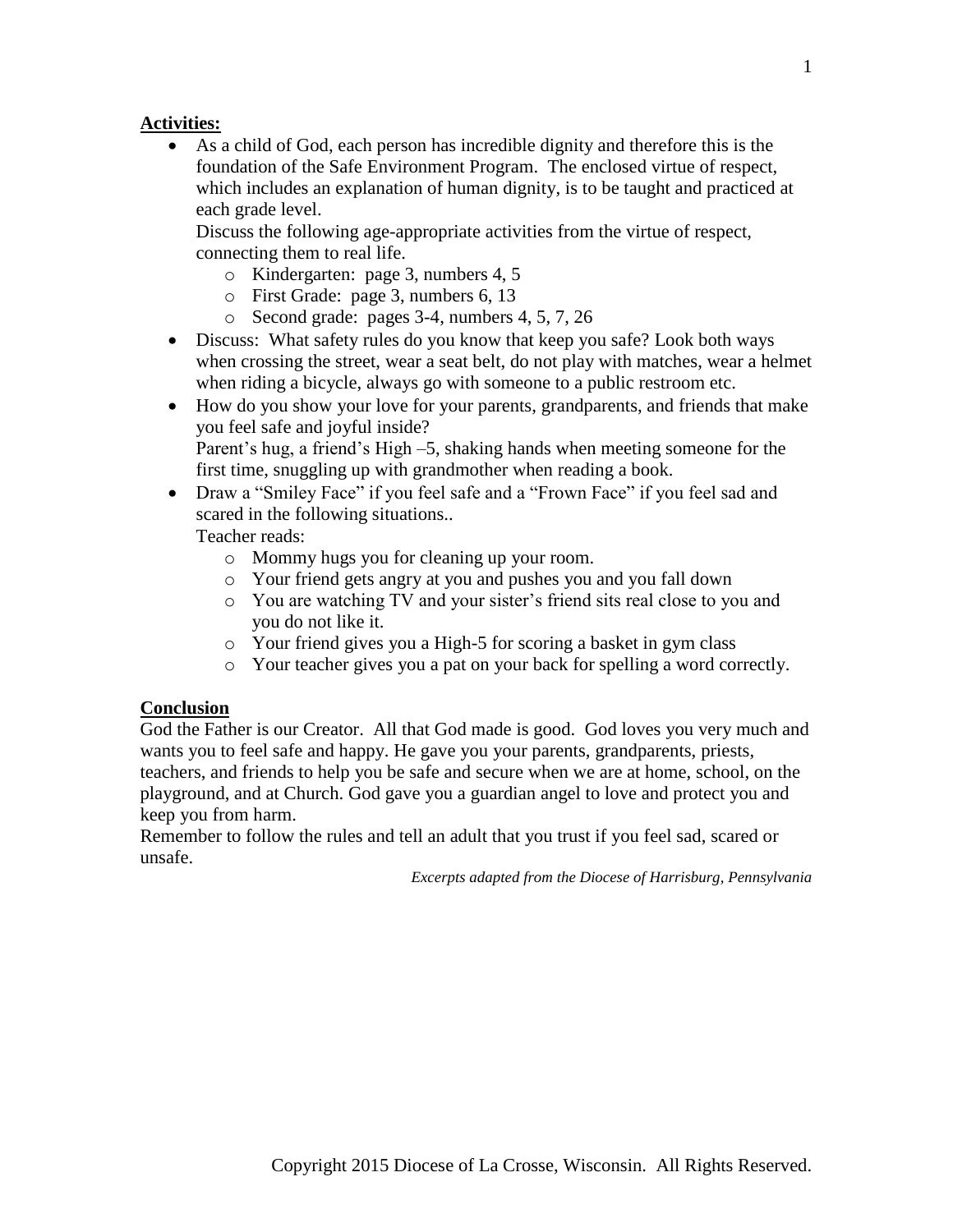**Activities:**

- As a child of God, each person has incredible dignity and therefore this is the foundation of the Safe Environment Program. The enclosed virtue of respect, which includes an explanation of human dignity, is to be taught and practiced at each grade level.
  Discuss the following age-appropriate activities from the virtue of respect, connecting them to real life.
    - Kindergarten: page 3, numbers 4, 5
    - First Grade: page 3, numbers 6, 13
    - Second grade: pages 3-4, numbers 4, 5, 7, 26
- Discuss: What safety rules do you know that keep you safe? Look both ways when crossing the street, wear a seat belt, do not play with matches, wear a helmet when riding a bicycle, always go with someone to a public restroom etc.
- How do you show your love for your parents, grandparents, and friends that make you feel safe and joyful inside?
  Parent's hug, a friend's High –5, shaking hands when meeting someone for the first time, snuggling up with grandmother when reading a book.
- Draw a "Smiley Face" if you feel safe and a "Frown Face" if you feel sad and scared in the following situations..
  Teacher reads:
    - Mommy hugs you for cleaning up your room.
    - Your friend gets angry at you and pushes you and you fall down
    - You are watching TV and your sister's friend sits real close to you and you do not like it.
    - Your friend gives you a High-5 for scoring a basket in gym class
    - Your teacher gives you a pat on your back for spelling a word correctly.

**Conclusion**

God the Father is our Creator. All that God made is good. God loves you very much and wants you to feel safe and happy. He gave you your parents, grandparents, priests, teachers, and friends to help you be safe and secure when we are at home, school, on the playground, and at Church. God gave you a guardian angel to love and protect you and keep you from harm.

Remember to follow the rules and tell an adult that you trust if you feel sad, scared or unsafe.

*Excerpts adapted from the Diocese of Harrisburg, Pennsylvania*

Copyright 2015 Diocese of La Crosse, Wisconsin. All Rights Reserved.